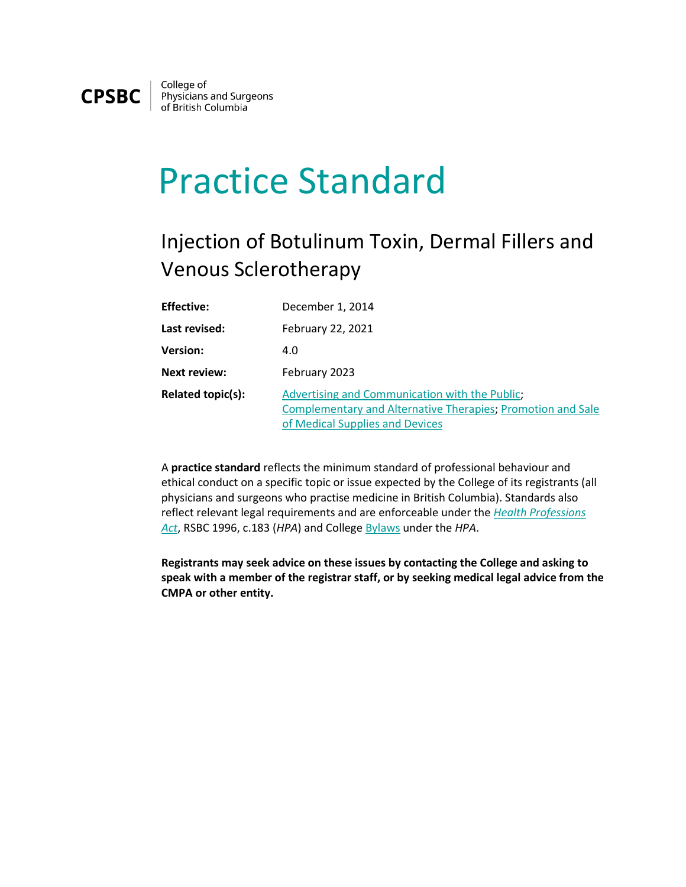CPSBC | College of Physicians and Surgeons of British Columbia

# Practice Standard

## Injection of Botulinum Toxin, Dermal Fillers and Venous Sclerotherapy

| | |
|---|---|
| **Effective:** | December 1, 2014 |
| **Last revised:** | February 22, 2021 |
| **Version:** | 4.0 |
| **Next review:** | February 2023 |
| **Related topic(s):** | Advertising and Communication with the Public; Complementary and Alternative Therapies; Promotion and Sale of Medical Supplies and Devices |

A **practice standard** reflects the minimum standard of professional behaviour and ethical conduct on a specific topic or issue expected by the College of its registrants (all physicians and surgeons who practise medicine in British Columbia). Standards also reflect relevant legal requirements and are enforceable under the *Health Professions Act*, RSBC 1996, c.183 (*HPA*) and College Bylaws under the *HPA*.

**Registrants may seek advice on these issues by contacting the College and asking to speak with a member of the registrar staff, or by seeking medical legal advice from the CMPA or other entity.**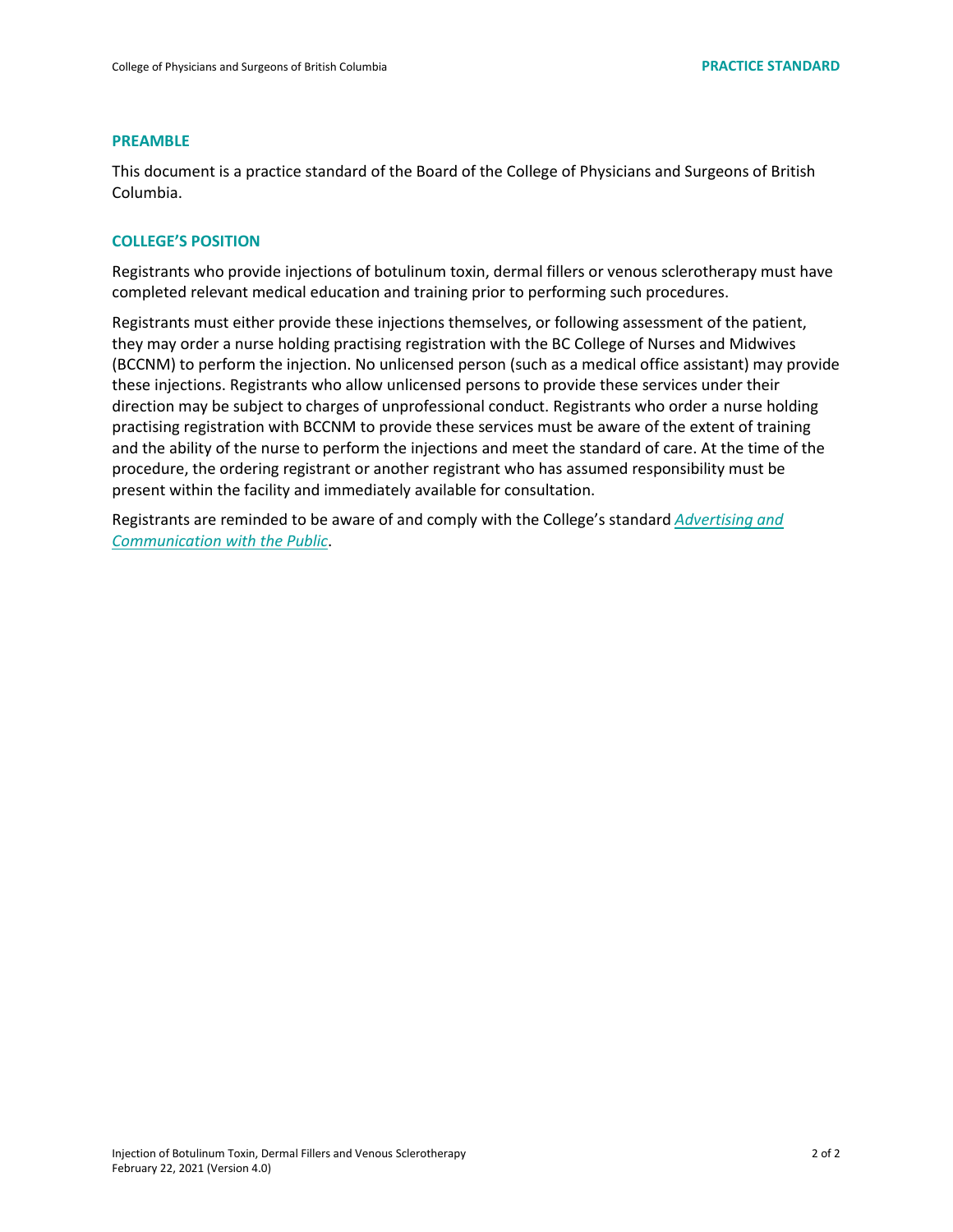## PREAMBLE

This document is a practice standard of the Board of the College of Physicians and Surgeons of British Columbia.

## COLLEGE'S POSITION

Registrants who provide injections of botulinum toxin, dermal fillers or venous sclerotherapy must have completed relevant medical education and training prior to performing such procedures.

Registrants must either provide these injections themselves, or following assessment of the patient, they may order a nurse holding practising registration with the BC College of Nurses and Midwives (BCCNM) to perform the injection. No unlicensed person (such as a medical office assistant) may provide these injections. Registrants who allow unlicensed persons to provide these services under their direction may be subject to charges of unprofessional conduct. Registrants who order a nurse holding practising registration with BCCNM to provide these services must be aware of the extent of training and the ability of the nurse to perform the injections and meet the standard of care. At the time of the procedure, the ordering registrant or another registrant who has assumed responsibility must be present within the facility and immediately available for consultation.

Registrants are reminded to be aware of and comply with the College's standard *Advertising and Communication with the Public*.